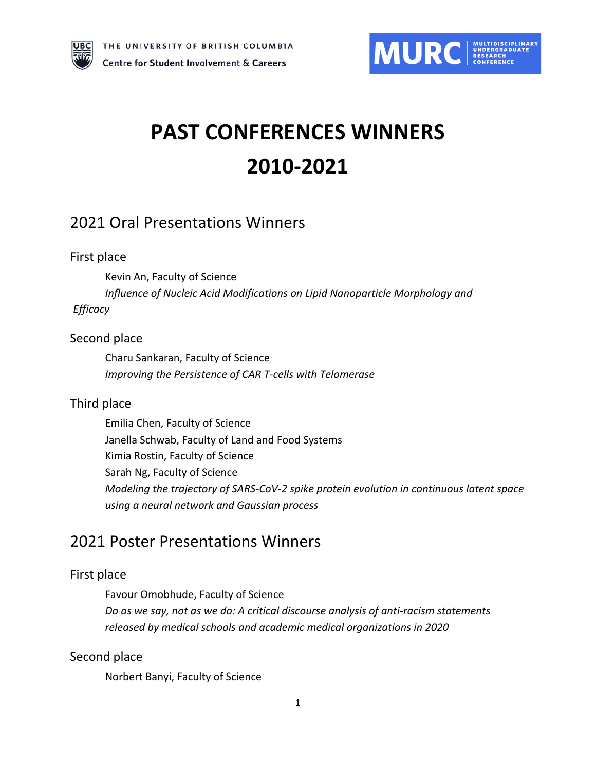THE UNIVERSITY OF BRITISH COLUMBIA
Centre for Student Involvement & Careers

MURC MULTIDISCIPLINARY UNDERGRADUATE RESEARCH CONFERENCE

# PAST CONFERENCES WINNERS 2010-2021

## 2021 Oral Presentations Winners

### First place

Kevin An, Faculty of Science
*Influence of Nucleic Acid Modifications on Lipid Nanoparticle Morphology and Efficacy*

### Second place

Charu Sankaran, Faculty of Science
*Improving the Persistence of CAR T-cells with Telomerase*

### Third place

Emilia Chen, Faculty of Science
Janella Schwab, Faculty of Land and Food Systems
Kimia Rostin, Faculty of Science
Sarah Ng, Faculty of Science
*Modeling the trajectory of SARS-CoV-2 spike protein evolution in continuous latent space using a neural network and Gaussian process*

## 2021 Poster Presentations Winners

### First place

Favour Omobhude, Faculty of Science
*Do as we say, not as we do: A critical discourse analysis of anti-racism statements released by medical schools and academic medical organizations in 2020*

### Second place

Norbert Banyi, Faculty of Science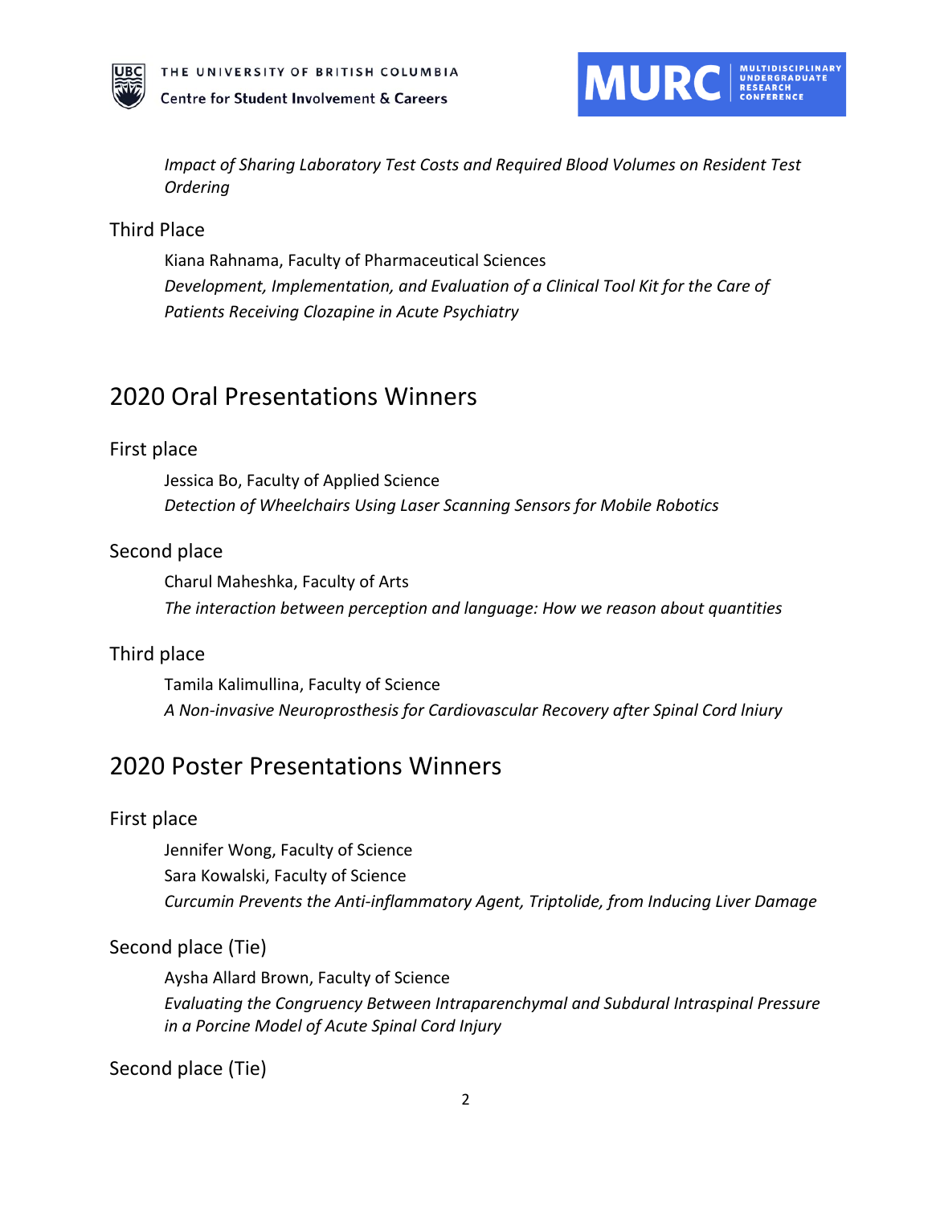*Impact of Sharing Laboratory Test Costs and Required Blood Volumes on Resident Test Ordering*

### Third Place

Kiana Rahnama, Faculty of Pharmaceutical Sciences
*Development, Implementation, and Evaluation of a Clinical Tool Kit for the Care of Patients Receiving Clozapine in Acute Psychiatry*

## 2020 Oral Presentations Winners

### First place

Jessica Bo, Faculty of Applied Science
*Detection of Wheelchairs Using Laser Scanning Sensors for Mobile Robotics*

### Second place

Charul Maheshka, Faculty of Arts
*The interaction between perception and language: How we reason about quantities*

### Third place

Tamila Kalimullina, Faculty of Science
*A Non-invasive Neuroprosthesis for Cardiovascular Recovery after Spinal Cord lniury*

## 2020 Poster Presentations Winners

### First place

Jennifer Wong, Faculty of Science
Sara Kowalski, Faculty of Science
*Curcumin Prevents the Anti-inflammatory Agent, Triptolide, from Inducing Liver Damage*

### Second place (Tie)

Aysha Allard Brown, Faculty of Science
*Evaluating the Congruency Between Intraparenchymal and Subdural Intraspinal Pressure in a Porcine Model of Acute Spinal Cord Injury*

### Second place (Tie)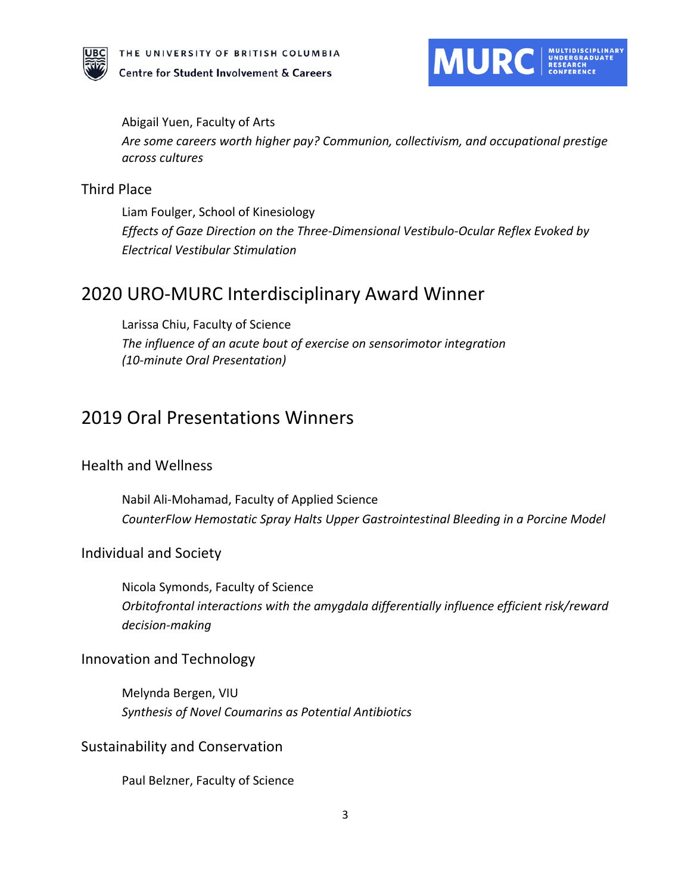Abigail Yuen, Faculty of Arts
*Are some careers worth higher pay? Communion, collectivism, and occupational prestige across cultures*

### Third Place

Liam Foulger, School of Kinesiology
*Effects of Gaze Direction on the Three-Dimensional Vestibulo-Ocular Reflex Evoked by Electrical Vestibular Stimulation*

## 2020 URO-MURC Interdisciplinary Award Winner

Larissa Chiu, Faculty of Science
*The influence of an acute bout of exercise on sensorimotor integration (10-minute Oral Presentation)*

## 2019 Oral Presentations Winners

### Health and Wellness

Nabil Ali-Mohamad, Faculty of Applied Science
*CounterFlow Hemostatic Spray Halts Upper Gastrointestinal Bleeding in a Porcine Model*

### Individual and Society

Nicola Symonds, Faculty of Science
*Orbitofrontal interactions with the amygdala differentially influence efficient risk/reward decision-making*

### Innovation and Technology

Melynda Bergen, VIU
*Synthesis of Novel Coumarins as Potential Antibiotics*

### Sustainability and Conservation

Paul Belzner, Faculty of Science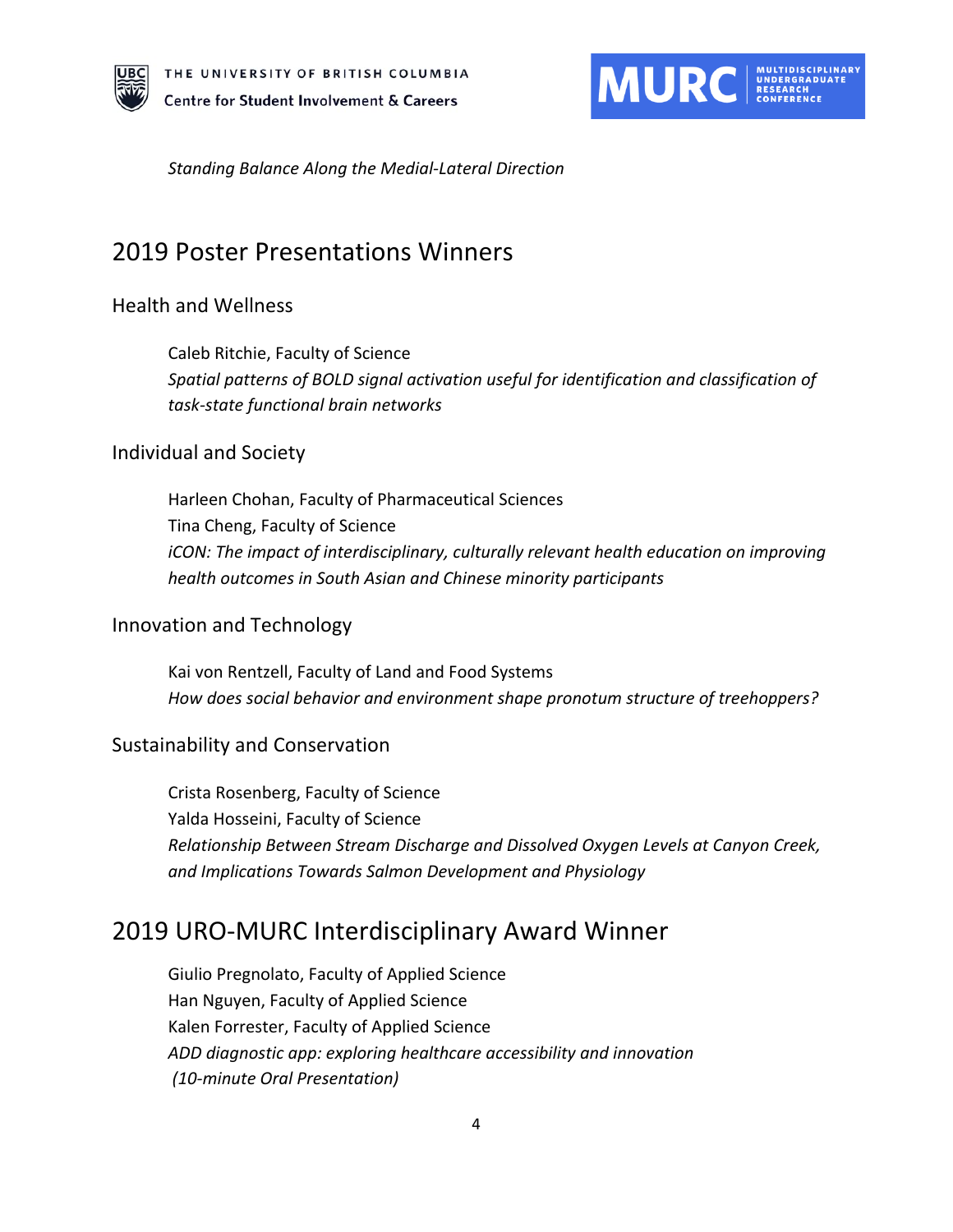*Standing Balance Along the Medial-Lateral Direction*

## 2019 Poster Presentations Winners

### Health and Wellness

Caleb Ritchie, Faculty of Science
*Spatial patterns of BOLD signal activation useful for identification and classification of task-state functional brain networks*

### Individual and Society

Harleen Chohan, Faculty of Pharmaceutical Sciences
Tina Cheng, Faculty of Science
*iCON: The impact of interdisciplinary, culturally relevant health education on improving health outcomes in South Asian and Chinese minority participants*

### Innovation and Technology

Kai von Rentzell, Faculty of Land and Food Systems
*How does social behavior and environment shape pronotum structure of treehoppers?*

### Sustainability and Conservation

Crista Rosenberg, Faculty of Science
Yalda Hosseini, Faculty of Science
*Relationship Between Stream Discharge and Dissolved Oxygen Levels at Canyon Creek, and Implications Towards Salmon Development and Physiology*

## 2019 URO-MURC Interdisciplinary Award Winner

Giulio Pregnolato, Faculty of Applied Science
Han Nguyen, Faculty of Applied Science
Kalen Forrester, Faculty of Applied Science
*ADD diagnostic app: exploring healthcare accessibility and innovation*
*(10-minute Oral Presentation)*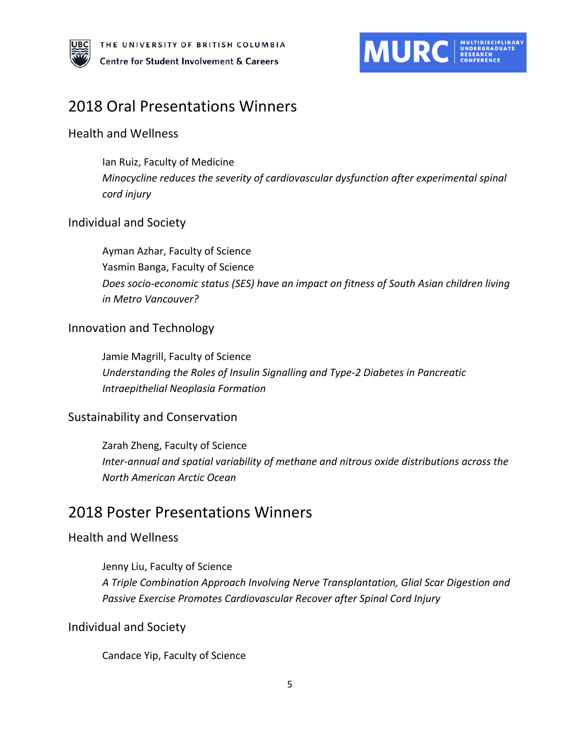## 2018 Oral Presentations Winners

### Health and Wellness

Ian Ruiz, Faculty of Medicine
*Minocycline reduces the severity of cardiovascular dysfunction after experimental spinal cord injury*

### Individual and Society

Ayman Azhar, Faculty of Science
Yasmin Banga, Faculty of Science
*Does socio-economic status (SES) have an impact on fitness of South Asian children living in Metro Vancouver?*

### Innovation and Technology

Jamie Magrill, Faculty of Science
*Understanding the Roles of Insulin Signalling and Type-2 Diabetes in Pancreatic Intraepithelial Neoplasia Formation*

### Sustainability and Conservation

Zarah Zheng, Faculty of Science
*Inter-annual and spatial variability of methane and nitrous oxide distributions across the North American Arctic Ocean*

## 2018 Poster Presentations Winners

### Health and Wellness

Jenny Liu, Faculty of Science
*A Triple Combination Approach Involving Nerve Transplantation, Glial Scar Digestion and Passive Exercise Promotes Cardiovascular Recover after Spinal Cord Injury*

### Individual and Society

Candace Yip, Faculty of Science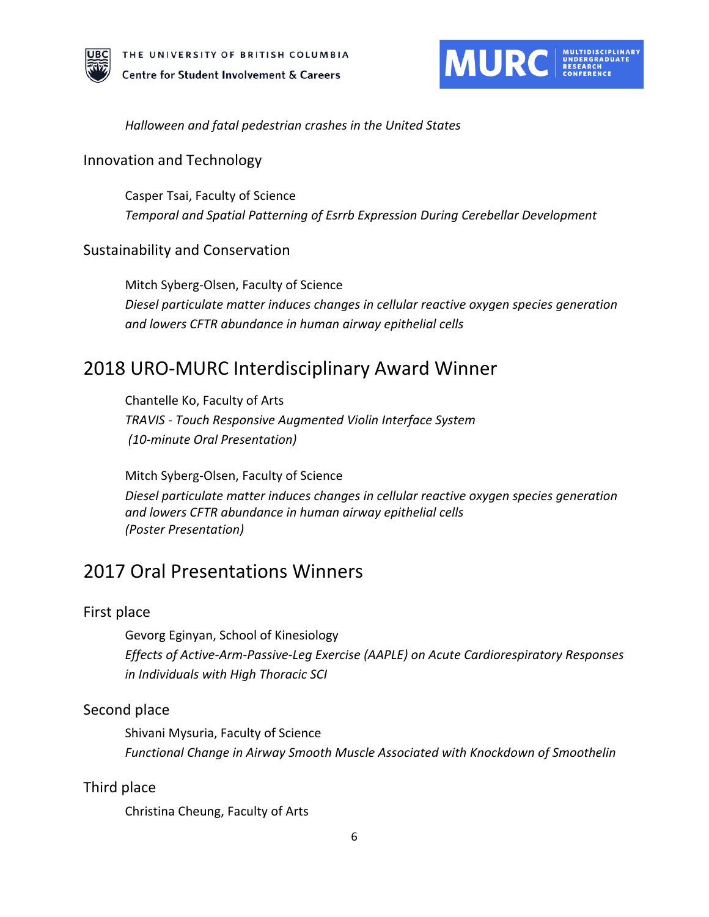*Halloween and fatal pedestrian crashes in the United States*

### Innovation and Technology

Casper Tsai, Faculty of Science
*Temporal and Spatial Patterning of Esrrb Expression During Cerebellar Development*

### Sustainability and Conservation

Mitch Syberg-Olsen, Faculty of Science
*Diesel particulate matter induces changes in cellular reactive oxygen species generation and lowers CFTR abundance in human airway epithelial cells*

## 2018 URO-MURC Interdisciplinary Award Winner

Chantelle Ko, Faculty of Arts
*TRAVIS - Touch Responsive Augmented Violin Interface System*
*(10-minute Oral Presentation)*

Mitch Syberg-Olsen, Faculty of Science
*Diesel particulate matter induces changes in cellular reactive oxygen species generation and lowers CFTR abundance in human airway epithelial cells*
*(Poster Presentation)*

## 2017 Oral Presentations Winners

### First place

Gevorg Eginyan, School of Kinesiology
*Effects of Active-Arm-Passive-Leg Exercise (AAPLE) on Acute Cardiorespiratory Responses in Individuals with High Thoracic SCI*

### Second place

Shivani Mysuria, Faculty of Science
*Functional Change in Airway Smooth Muscle Associated with Knockdown of Smoothelin*

### Third place

Christina Cheung, Faculty of Arts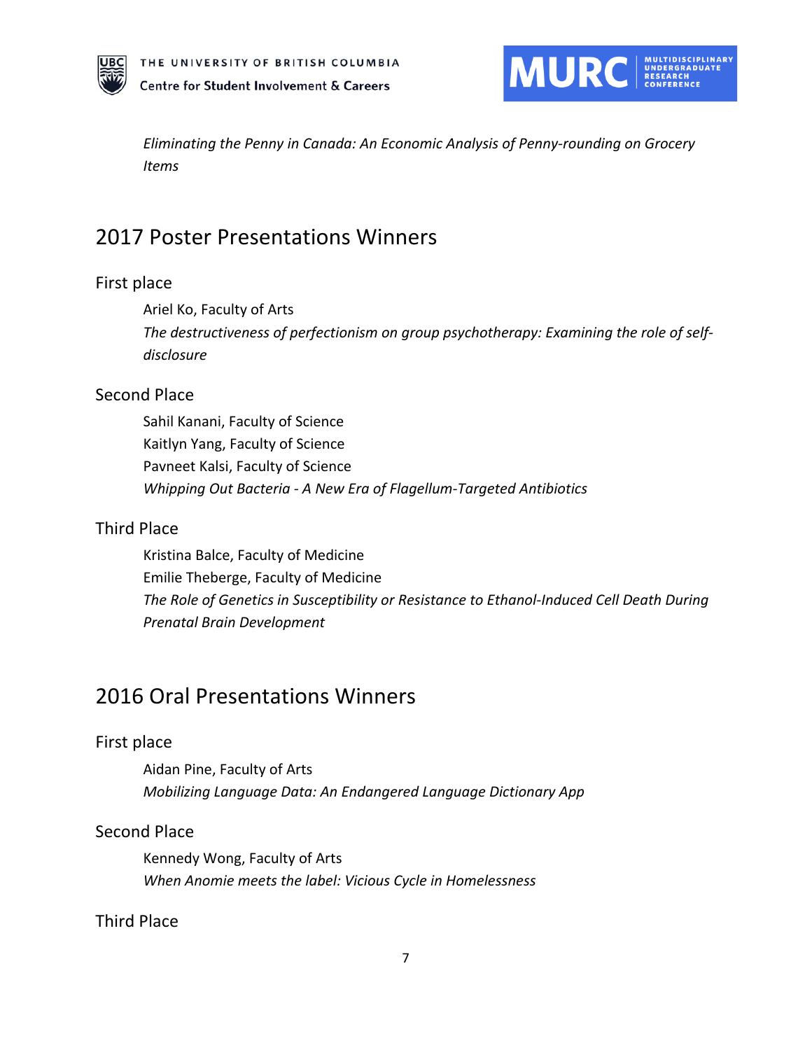*Eliminating the Penny in Canada: An Economic Analysis of Penny-rounding on Grocery Items*

## 2017 Poster Presentations Winners

### First place

Ariel Ko, Faculty of Arts
*The destructiveness of perfectionism on group psychotherapy: Examining the role of self-disclosure*

### Second Place

Sahil Kanani, Faculty of Science
Kaitlyn Yang, Faculty of Science
Pavneet Kalsi, Faculty of Science
*Whipping Out Bacteria - A New Era of Flagellum-Targeted Antibiotics*

### Third Place

Kristina Balce, Faculty of Medicine
Emilie Theberge, Faculty of Medicine
*The Role of Genetics in Susceptibility or Resistance to Ethanol-Induced Cell Death During Prenatal Brain Development*

## 2016 Oral Presentations Winners

### First place

Aidan Pine, Faculty of Arts
*Mobilizing Language Data: An Endangered Language Dictionary App*

### Second Place

Kennedy Wong, Faculty of Arts
*When Anomie meets the label: Vicious Cycle in Homelessness*

### Third Place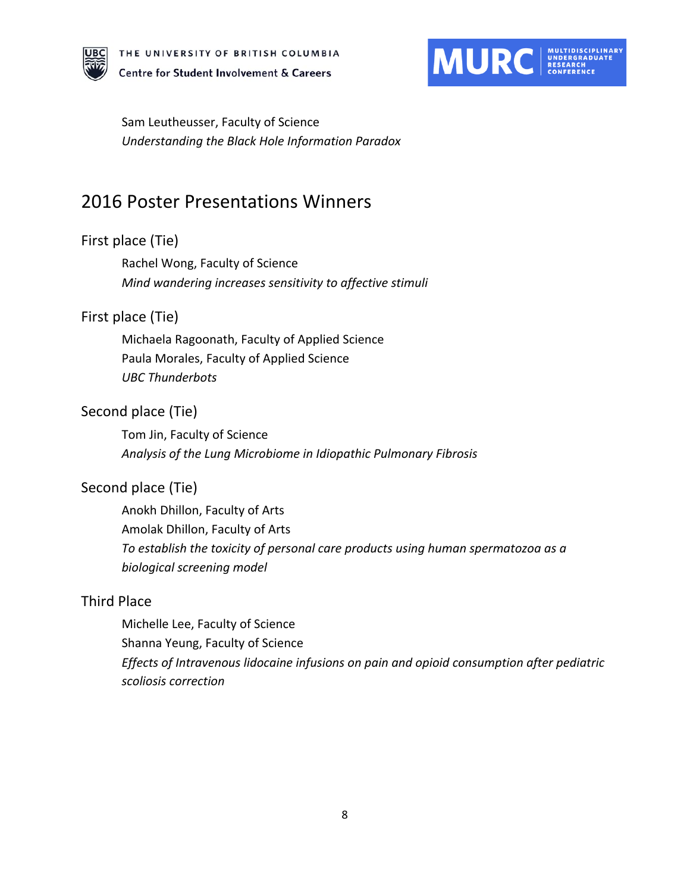Sam Leutheusser, Faculty of Science
*Understanding the Black Hole Information Paradox*

## 2016 Poster Presentations Winners

### First place (Tie)

Rachel Wong, Faculty of Science
*Mind wandering increases sensitivity to affective stimuli*

### First place (Tie)

Michaela Ragoonath, Faculty of Applied Science
Paula Morales, Faculty of Applied Science
*UBC Thunderbots*

### Second place (Tie)

Tom Jin, Faculty of Science
*Analysis of the Lung Microbiome in Idiopathic Pulmonary Fibrosis*

### Second place (Tie)

Anokh Dhillon, Faculty of Arts
Amolak Dhillon, Faculty of Arts
*To establish the toxicity of personal care products using human spermatozoa as a biological screening model*

### Third Place

Michelle Lee, Faculty of Science
Shanna Yeung, Faculty of Science
*Effects of Intravenous lidocaine infusions on pain and opioid consumption after pediatric scoliosis correction*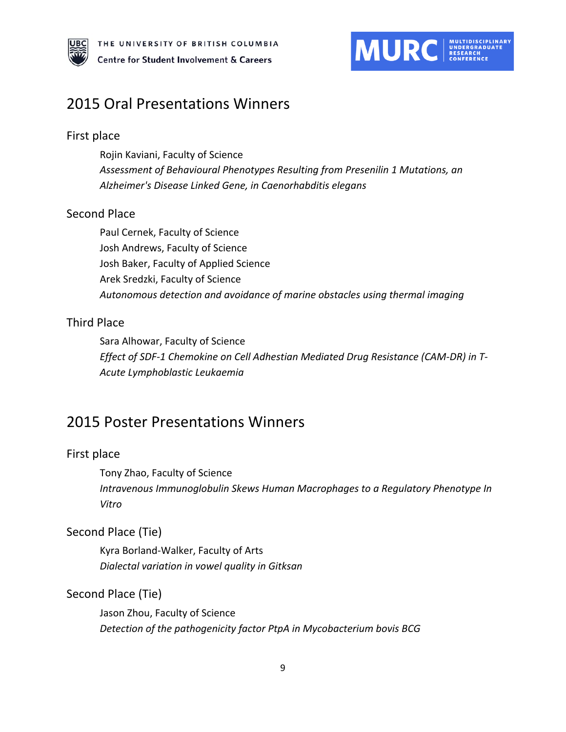## 2015 Oral Presentations Winners

### First place

Rojin Kaviani, Faculty of Science
*Assessment of Behavioural Phenotypes Resulting from Presenilin 1 Mutations, an Alzheimer's Disease Linked Gene, in Caenorhabditis elegans*

### Second Place

Paul Cernek, Faculty of Science
Josh Andrews, Faculty of Science
Josh Baker, Faculty of Applied Science
Arek Sredzki, Faculty of Science
*Autonomous detection and avoidance of marine obstacles using thermal imaging*

### Third Place

Sara Alhowar, Faculty of Science
*Effect of SDF-1 Chemokine on Cell Adhestian Mediated Drug Resistance (CAM-DR) in T-Acute Lymphoblastic Leukaemia*

## 2015 Poster Presentations Winners

### First place

Tony Zhao, Faculty of Science
*Intravenous Immunoglobulin Skews Human Macrophages to a Regulatory Phenotype In Vitro*

### Second Place (Tie)

Kyra Borland-Walker, Faculty of Arts
*Dialectal variation in vowel quality in Gitksan*

### Second Place (Tie)

Jason Zhou, Faculty of Science
*Detection of the pathogenicity factor PtpA in Mycobacterium bovis BCG*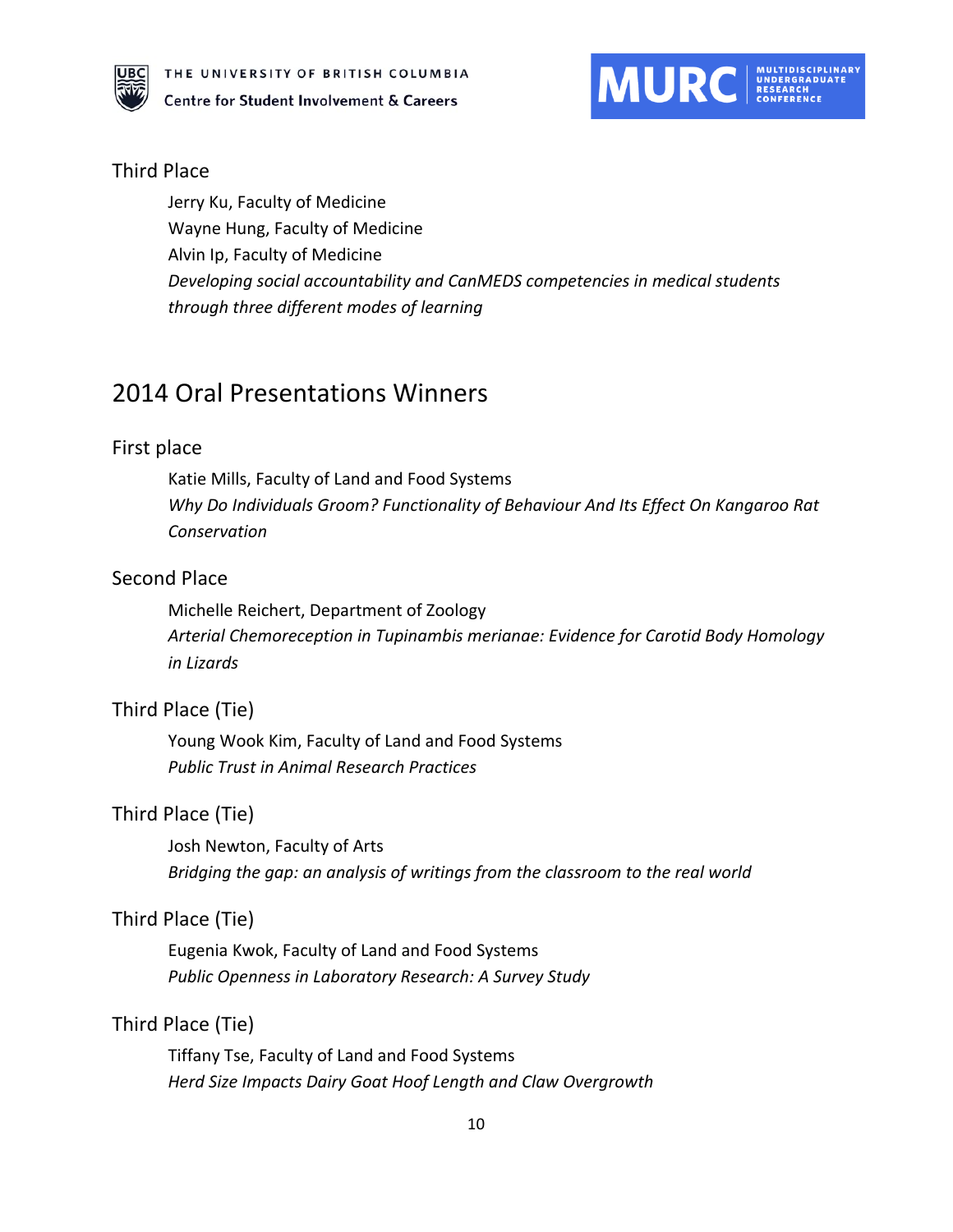### Third Place

Jerry Ku, Faculty of Medicine
Wayne Hung, Faculty of Medicine
Alvin Ip, Faculty of Medicine
*Developing social accountability and CanMEDS competencies in medical students through three different modes of learning*

## 2014 Oral Presentations Winners

### First place

Katie Mills, Faculty of Land and Food Systems
*Why Do Individuals Groom? Functionality of Behaviour And Its Effect On Kangaroo Rat Conservation*

### Second Place

Michelle Reichert, Department of Zoology
*Arterial Chemoreception in Tupinambis merianae: Evidence for Carotid Body Homology in Lizards*

### Third Place (Tie)

Young Wook Kim, Faculty of Land and Food Systems
*Public Trust in Animal Research Practices*

### Third Place (Tie)

Josh Newton, Faculty of Arts
*Bridging the gap: an analysis of writings from the classroom to the real world*

### Third Place (Tie)

Eugenia Kwok, Faculty of Land and Food Systems
*Public Openness in Laboratory Research: A Survey Study*

### Third Place (Tie)

Tiffany Tse, Faculty of Land and Food Systems
*Herd Size Impacts Dairy Goat Hoof Length and Claw Overgrowth*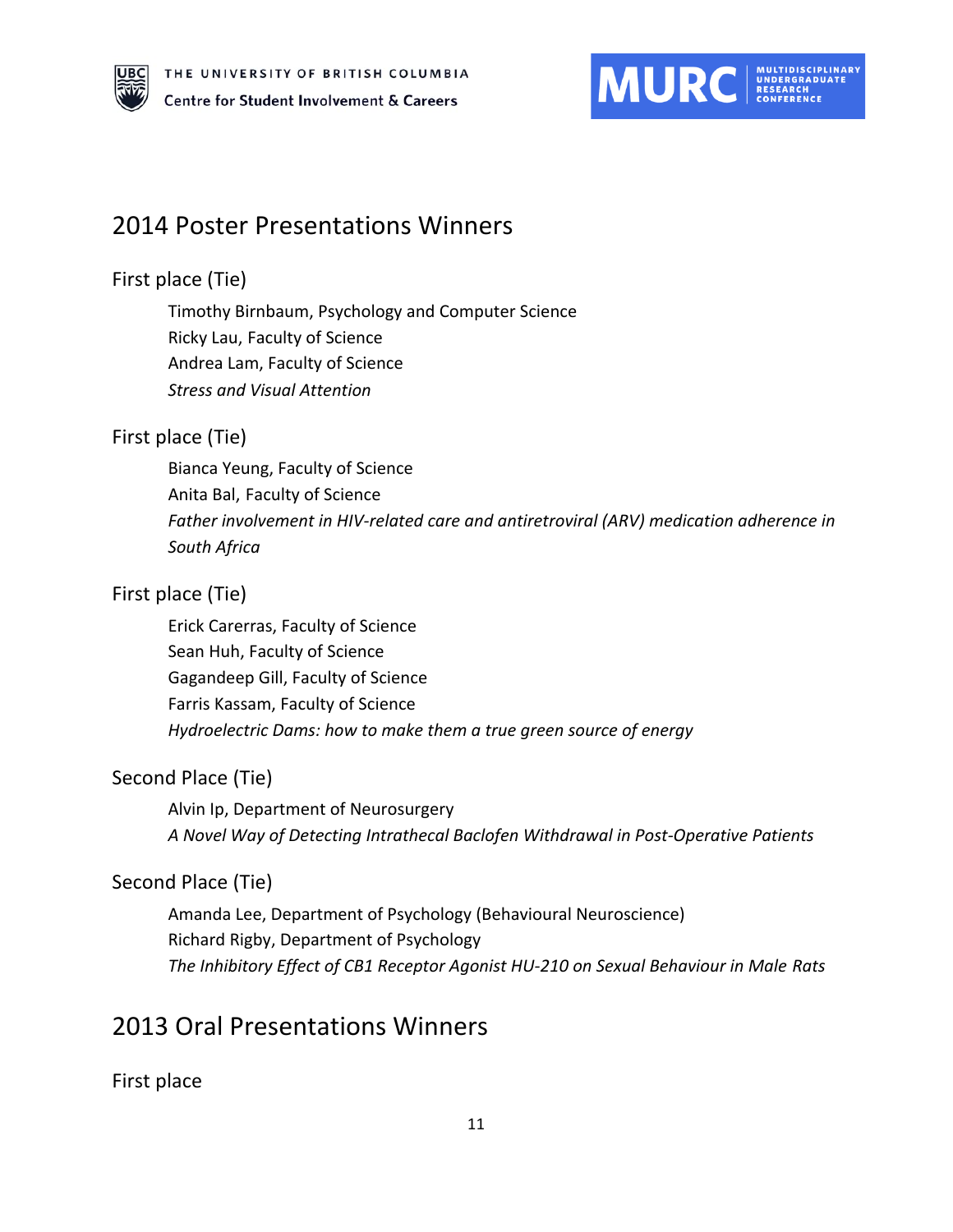## 2014 Poster Presentations Winners

### First place (Tie)

Timothy Birnbaum, Psychology and Computer Science
Ricky Lau, Faculty of Science
Andrea Lam, Faculty of Science
*Stress and Visual Attention*

### First place (Tie)

Bianca Yeung, Faculty of Science
Anita Bal, Faculty of Science
*Father involvement in HIV-related care and antiretroviral (ARV) medication adherence in South Africa*

### First place (Tie)

Erick Carerras, Faculty of Science
Sean Huh, Faculty of Science
Gagandeep Gill, Faculty of Science
Farris Kassam, Faculty of Science
*Hydroelectric Dams: how to make them a true green source of energy*

### Second Place (Tie)

Alvin Ip, Department of Neurosurgery
*A Novel Way of Detecting Intrathecal Baclofen Withdrawal in Post-Operative Patients*

### Second Place (Tie)

Amanda Lee, Department of Psychology (Behavioural Neuroscience)
Richard Rigby, Department of Psychology
*The Inhibitory Effect of CB1 Receptor Agonist HU-210 on Sexual Behaviour in Male Rats*

## 2013 Oral Presentations Winners

### First place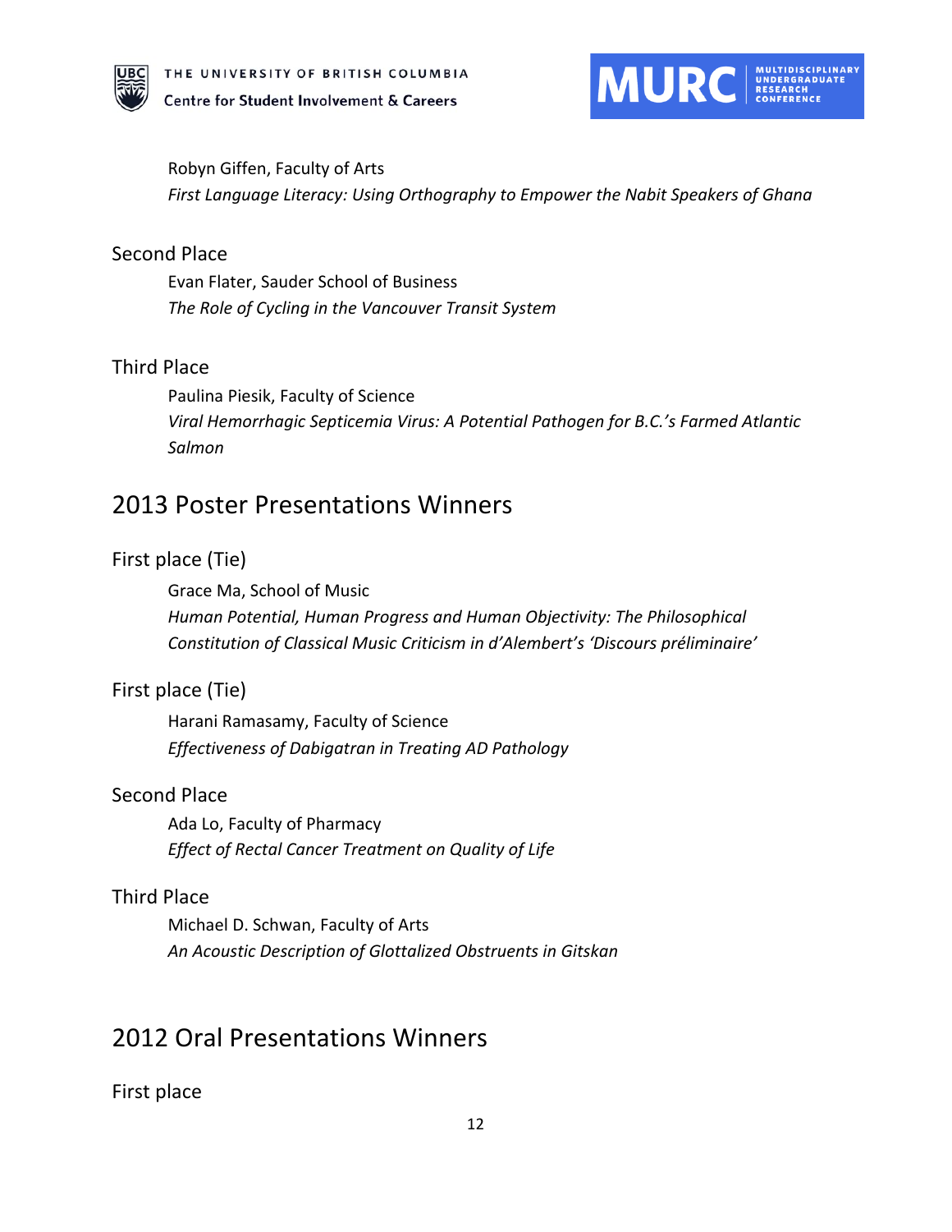Robyn Giffen, Faculty of Arts
*First Language Literacy: Using Orthography to Empower the Nabit Speakers of Ghana*

### Second Place

Evan Flater, Sauder School of Business
*The Role of Cycling in the Vancouver Transit System*

### Third Place

Paulina Piesik, Faculty of Science
*Viral Hemorrhagic Septicemia Virus: A Potential Pathogen for B.C.'s Farmed Atlantic Salmon*

## 2013 Poster Presentations Winners

### First place (Tie)

Grace Ma, School of Music
*Human Potential, Human Progress and Human Objectivity: The Philosophical Constitution of Classical Music Criticism in d'Alembert's 'Discours préliminaire'*

### First place (Tie)

Harani Ramasamy, Faculty of Science
*Effectiveness of Dabigatran in Treating AD Pathology*

### Second Place

Ada Lo, Faculty of Pharmacy
*Effect of Rectal Cancer Treatment on Quality of Life*

### Third Place

Michael D. Schwan, Faculty of Arts
*An Acoustic Description of Glottalized Obstruents in Gitskan*

## 2012 Oral Presentations Winners

### First place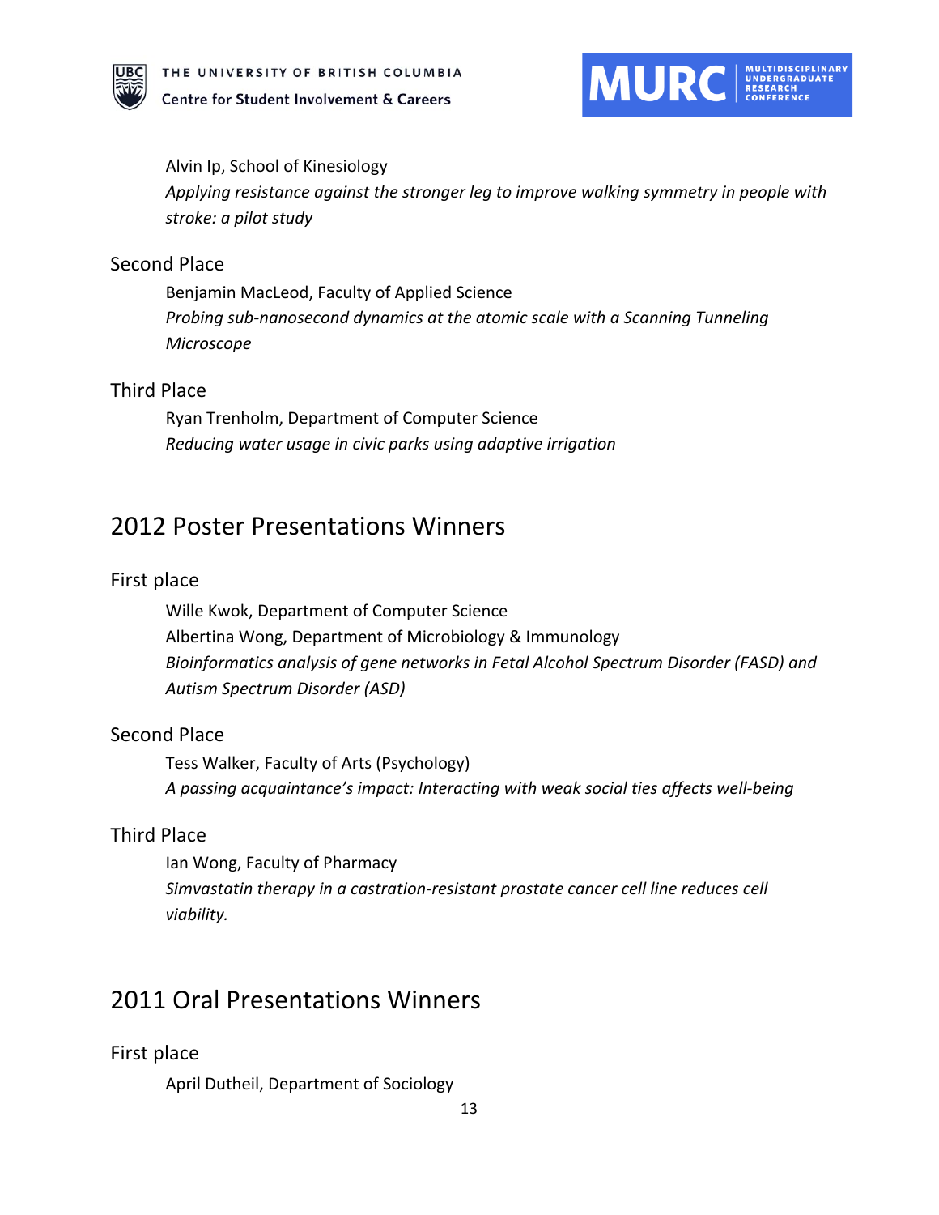Alvin Ip, School of Kinesiology

*Applying resistance against the stronger leg to improve walking symmetry in people with stroke: a pilot study*

### Second Place

Benjamin MacLeod, Faculty of Applied Science

*Probing sub-nanosecond dynamics at the atomic scale with a Scanning Tunneling Microscope*

### Third Place

Ryan Trenholm, Department of Computer Science

*Reducing water usage in civic parks using adaptive irrigation*

## 2012 Poster Presentations Winners

### First place

Wille Kwok, Department of Computer Science

Albertina Wong, Department of Microbiology & Immunology

*Bioinformatics analysis of gene networks in Fetal Alcohol Spectrum Disorder (FASD) and Autism Spectrum Disorder (ASD)*

### Second Place

Tess Walker, Faculty of Arts (Psychology)

*A passing acquaintance's impact: Interacting with weak social ties affects well-being*

### Third Place

Ian Wong, Faculty of Pharmacy

*Simvastatin therapy in a castration-resistant prostate cancer cell line reduces cell viability.*

## 2011 Oral Presentations Winners

### First place

April Dutheil, Department of Sociology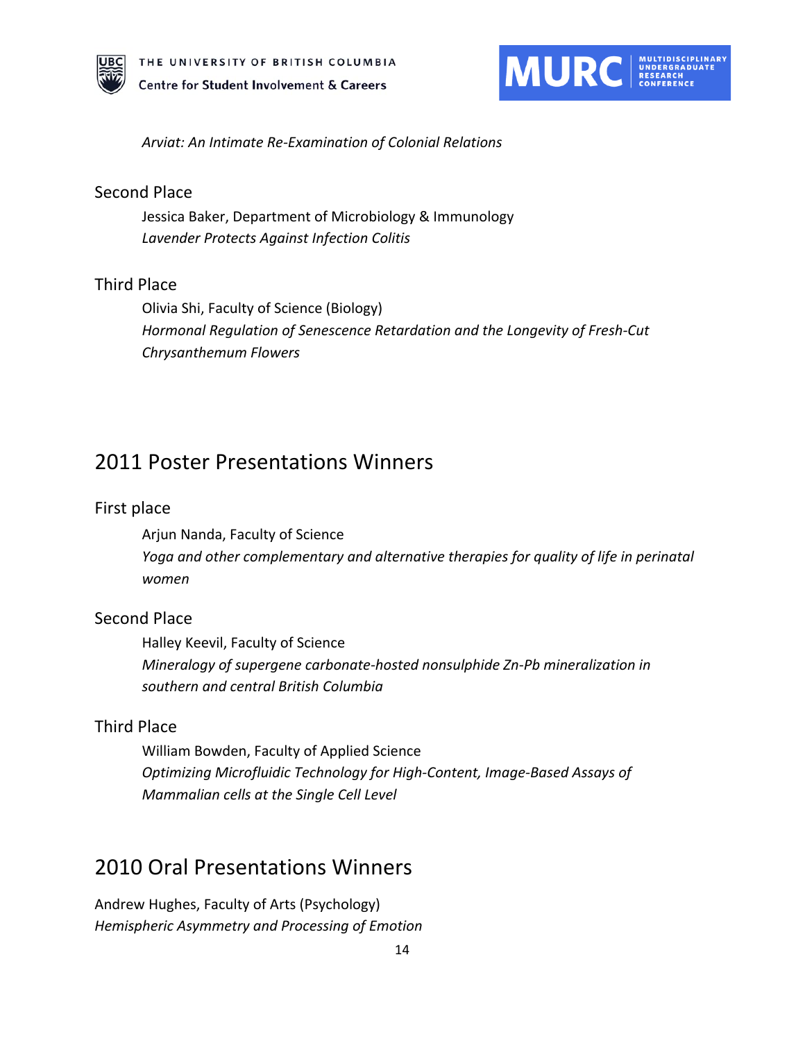*Arviat: An Intimate Re-Examination of Colonial Relations*

### Second Place

Jessica Baker, Department of Microbiology & Immunology
*Lavender Protects Against Infection Colitis*

### Third Place

Olivia Shi, Faculty of Science (Biology)
*Hormonal Regulation of Senescence Retardation and the Longevity of Fresh-Cut Chrysanthemum Flowers*

## 2011 Poster Presentations Winners

### First place

Arjun Nanda, Faculty of Science
*Yoga and other complementary and alternative therapies for quality of life in perinatal women*

### Second Place

Halley Keevil, Faculty of Science
*Mineralogy of supergene carbonate-hosted nonsulphide Zn-Pb mineralization in southern and central British Columbia*

### Third Place

William Bowden, Faculty of Applied Science
*Optimizing Microfluidic Technology for High-Content, Image-Based Assays of Mammalian cells at the Single Cell Level*

## 2010 Oral Presentations Winners

Andrew Hughes, Faculty of Arts (Psychology)
*Hemispheric Asymmetry and Processing of Emotion*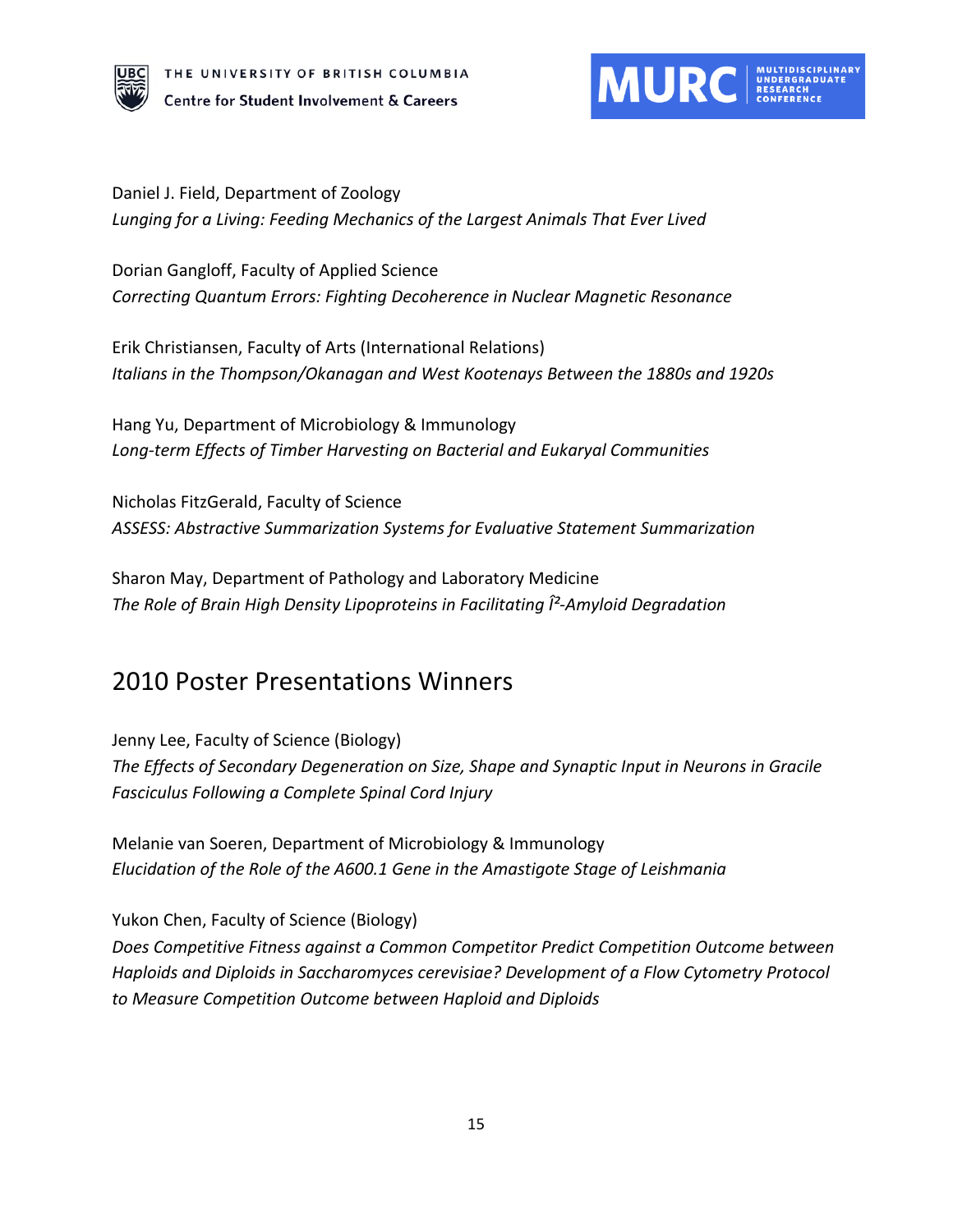Daniel J. Field, Department of Zoology
*Lunging for a Living: Feeding Mechanics of the Largest Animals That Ever Lived*

Dorian Gangloff, Faculty of Applied Science
*Correcting Quantum Errors: Fighting Decoherence in Nuclear Magnetic Resonance*

Erik Christiansen, Faculty of Arts (International Relations)
*Italians in the Thompson/Okanagan and West Kootenays Between the 1880s and 1920s*

Hang Yu, Department of Microbiology & Immunology
*Long-term Effects of Timber Harvesting on Bacterial and Eukaryal Communities*

Nicholas FitzGerald, Faculty of Science
*ASSESS: Abstractive Summarization Systems for Evaluative Statement Summarization*

Sharon May, Department of Pathology and Laboratory Medicine
*The Role of Brain High Density Lipoproteins in Facilitating Î²-Amyloid Degradation*

## 2010 Poster Presentations Winners

Jenny Lee, Faculty of Science (Biology)
*The Effects of Secondary Degeneration on Size, Shape and Synaptic Input in Neurons in Gracile Fasciculus Following a Complete Spinal Cord Injury*

Melanie van Soeren, Department of Microbiology & Immunology
*Elucidation of the Role of the A600.1 Gene in the Amastigote Stage of Leishmania*

Yukon Chen, Faculty of Science (Biology)
*Does Competitive Fitness against a Common Competitor Predict Competition Outcome between Haploids and Diploids in Saccharomyces cerevisiae? Development of a Flow Cytometry Protocol to Measure Competition Outcome between Haploid and Diploids*